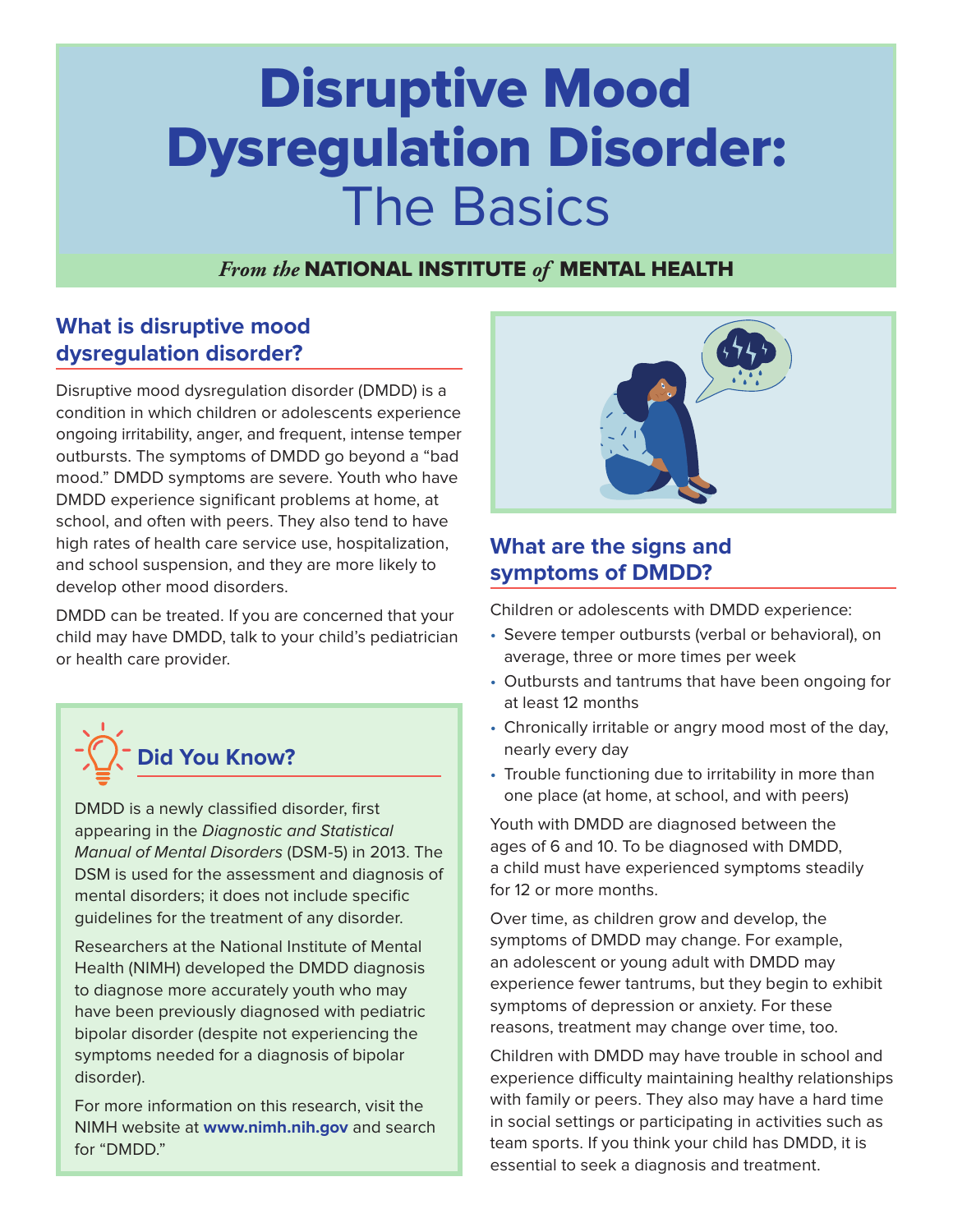# Disruptive Mood Dysregulation Disorder: The Basics

*From the* **NATIONAL INSTITUTE** *of* **MENTAL HEALTH**

## What is disruptive mood dysregulation disorder?

Disruptive mood dysregulation disorder (DMDD) is a condition in which children or adolescents experience ongoing irritability, anger, and frequent, intense temper outbursts. The symptoms of DMDD go beyond a "bad mood." DMDD symptoms are severe. Youth who have DMDD experience significant problems at home, at school, and often with peers. They also tend to have high rates of health care service use, hospitalization, and school suspension, and they are more likely to develop other mood disorders.

DMDD can be treated. If you are concerned that your child may have DMDD, talk to your child's pediatrician or health care provider.

### Did You Know?

DMDD is a newly classified disorder, first appearing in the *Diagnostic and Statistical Manual of Mental Disorders* (DSM-5) in 2013. The DSM is used for the assessment and diagnosis of mental disorders; it does not include specific guidelines for the treatment of any disorder.

Researchers at the National Institute of Mental Health (NIMH) developed the DMDD diagnosis to diagnose more accurately youth who may have been previously diagnosed with pediatric bipolar disorder (despite not experiencing the symptoms needed for a diagnosis of bipolar disorder).

For more information on this research, visit the NIMH website at **www.nimh.nih.gov** and search for "DMDD."

## What are the signs and symptoms of DMDD?

Children or adolescents with DMDD experience:

- Severe temper outbursts (verbal or behavioral), on average, three or more times per week
- Outbursts and tantrums that have been ongoing for at least 12 months
- Chronically irritable or angry mood most of the day, nearly every day
- Trouble functioning due to irritability in more than one place (at home, at school, and with peers)

Youth with DMDD are diagnosed between the ages of 6 and 10. To be diagnosed with DMDD, a child must have experienced symptoms steadily for 12 or more months.

Over time, as children grow and develop, the symptoms of DMDD may change. For example, an adolescent or young adult with DMDD may experience fewer tantrums, but they begin to exhibit symptoms of depression or anxiety. For these reasons, treatment may change over time, too.

Children with DMDD may have trouble in school and experience difficulty maintaining healthy relationships with family or peers. They also may have a hard time in social settings or participating in activities such as team sports. If you think your child has DMDD, it is essential to seek a diagnosis and treatment.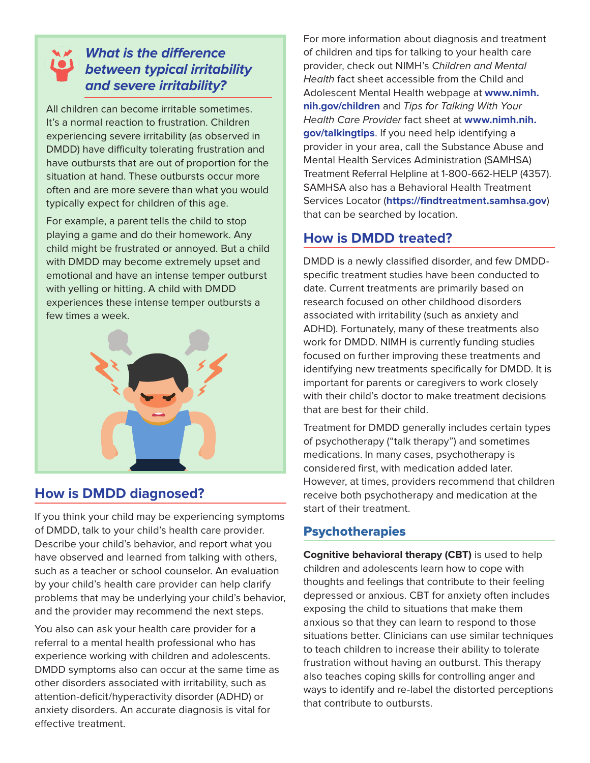### *What is the difference between typical irritability and severe irritability?*

All children can become irritable sometimes. It's a normal reaction to frustration. Children experiencing severe irritability (as observed in DMDD) have difficulty tolerating frustration and have outbursts that are out of proportion for the situation at hand. These outbursts occur more often and are more severe than what you would typically expect for children of this age.

For example, a parent tells the child to stop playing a game and do their homework. Any child might be frustrated or annoyed. But a child with DMDD may become extremely upset and emotional and have an intense temper outburst with yelling or hitting. A child with DMDD experiences these intense temper outbursts a few times a week.

## How is DMDD diagnosed?

If you think your child may be experiencing symptoms of DMDD, talk to your child's health care provider. Describe your child's behavior, and report what you have observed and learned from talking with others, such as a teacher or school counselor. An evaluation by your child's health care provider can help clarify problems that may be underlying your child's behavior, and the provider may recommend the next steps.

You also can ask your health care provider for a referral to a mental health professional who has experience working with children and adolescents. DMDD symptoms also can occur at the same time as other disorders associated with irritability, such as attention-deficit/hyperactivity disorder (ADHD) or anxiety disorders. An accurate diagnosis is vital for effective treatment.

For more information about diagnosis and treatment of children and tips for talking to your health care provider, check out NIMH's *Children and Mental Health* fact sheet accessible from the Child and Adolescent Mental Health webpage at **www.nimh.nih.gov/children** and *Tips for Talking With Your Health Care Provider* fact sheet at **www.nimh.nih.gov/talkingtips**. If you need help identifying a provider in your area, call the Substance Abuse and Mental Health Services Administration (SAMHSA) Treatment Referral Helpline at 1-800-662-HELP (4357). SAMHSA also has a Behavioral Health Treatment Services Locator (**https://findtreatment.samhsa.gov**) that can be searched by location.

## How is DMDD treated?

DMDD is a newly classified disorder, and few DMDD-specific treatment studies have been conducted to date. Current treatments are primarily based on research focused on other childhood disorders associated with irritability (such as anxiety and ADHD). Fortunately, many of these treatments also work for DMDD. NIMH is currently funding studies focused on further improving these treatments and identifying new treatments specifically for DMDD. It is important for parents or caregivers to work closely with their child's doctor to make treatment decisions that are best for their child.

Treatment for DMDD generally includes certain types of psychotherapy ("talk therapy") and sometimes medications. In many cases, psychotherapy is considered first, with medication added later. However, at times, providers recommend that children receive both psychotherapy and medication at the start of their treatment.

### Psychotherapies

**Cognitive behavioral therapy (CBT)** is used to help children and adolescents learn how to cope with thoughts and feelings that contribute to their feeling depressed or anxious. CBT for anxiety often includes exposing the child to situations that make them anxious so that they can learn to respond to those situations better. Clinicians can use similar techniques to teach children to increase their ability to tolerate frustration without having an outburst. This therapy also teaches coping skills for controlling anger and ways to identify and re-label the distorted perceptions that contribute to outbursts.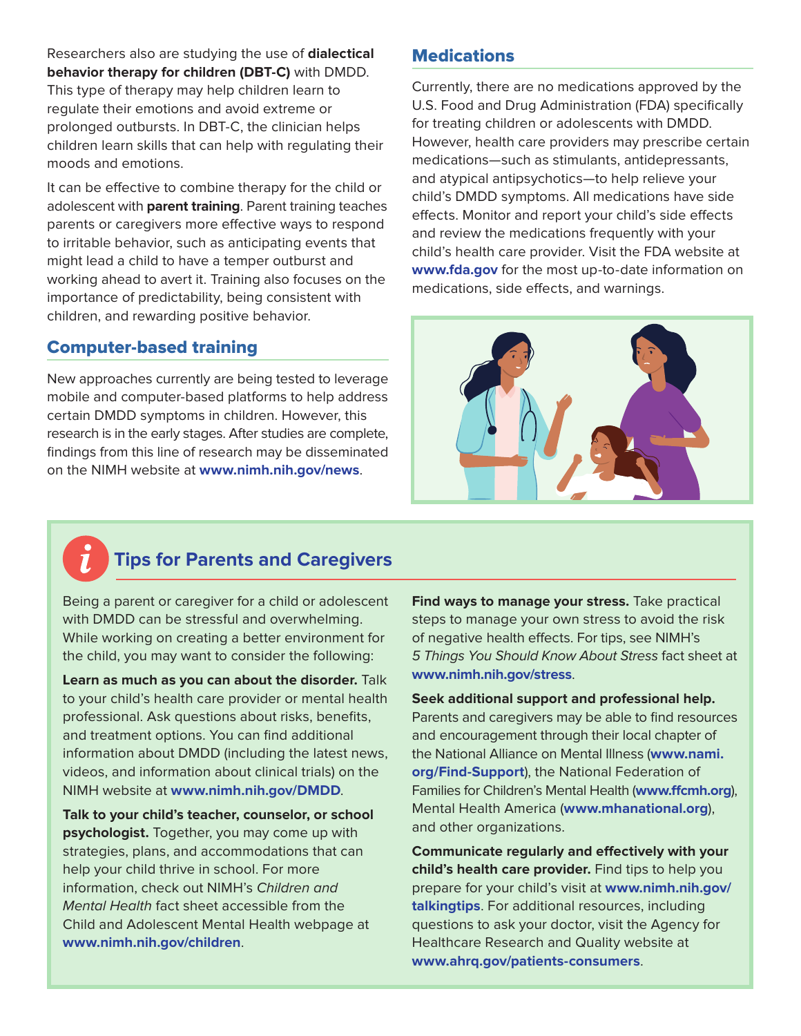Researchers also are studying the use of **dialectical behavior therapy for children (DBT-C)** with DMDD. This type of therapy may help children learn to regulate their emotions and avoid extreme or prolonged outbursts. In DBT-C, the clinician helps children learn skills that can help with regulating their moods and emotions.

It can be effective to combine therapy for the child or adolescent with **parent training**. Parent training teaches parents or caregivers more effective ways to respond to irritable behavior, such as anticipating events that might lead a child to have a temper outburst and working ahead to avert it. Training also focuses on the importance of predictability, being consistent with children, and rewarding positive behavior.

## Computer-based training

New approaches currently are being tested to leverage mobile and computer-based platforms to help address certain DMDD symptoms in children. However, this research is in the early stages. After studies are complete, findings from this line of research may be disseminated on the NIMH website at **www.nimh.nih.gov/news**.

## Medications

Currently, there are no medications approved by the U.S. Food and Drug Administration (FDA) specifically for treating children or adolescents with DMDD. However, health care providers may prescribe certain medications—such as stimulants, antidepressants, and atypical antipsychotics—to help relieve your child's DMDD symptoms. All medications have side effects. Monitor and report your child's side effects and review the medications frequently with your child's health care provider. Visit the FDA website at **www.fda.gov** for the most up-to-date information on medications, side effects, and warnings.

## Tips for Parents and Caregivers

Being a parent or caregiver for a child or adolescent with DMDD can be stressful and overwhelming. While working on creating a better environment for the child, you may want to consider the following:

**Learn as much as you can about the disorder.** Talk to your child's health care provider or mental health professional. Ask questions about risks, benefits, and treatment options. You can find additional information about DMDD (including the latest news, videos, and information about clinical trials) on the NIMH website at **www.nimh.nih.gov/DMDD**.

**Talk to your child's teacher, counselor, or school psychologist.** Together, you may come up with strategies, plans, and accommodations that can help your child thrive in school. For more information, check out NIMH's *Children and Mental Health* fact sheet accessible from the Child and Adolescent Mental Health webpage at **www.nimh.nih.gov/children**.

**Find ways to manage your stress.** Take practical steps to manage your own stress to avoid the risk of negative health effects. For tips, see NIMH's *5 Things You Should Know About Stress* fact sheet at **www.nimh.nih.gov/stress**.

**Seek additional support and professional help.** Parents and caregivers may be able to find resources and encouragement through their local chapter of the National Alliance on Mental Illness (**www.nami.org/Find-Support**), the National Federation of Families for Children's Mental Health (**www.ffcmh.org**), Mental Health America (**www.mhanational.org**), and other organizations.

**Communicate regularly and effectively with your child's health care provider.** Find tips to help you prepare for your child's visit at **www.nimh.nih.gov/talkingtips**. For additional resources, including questions to ask your doctor, visit the Agency for Healthcare Research and Quality website at **www.ahrq.gov/patients-consumers**.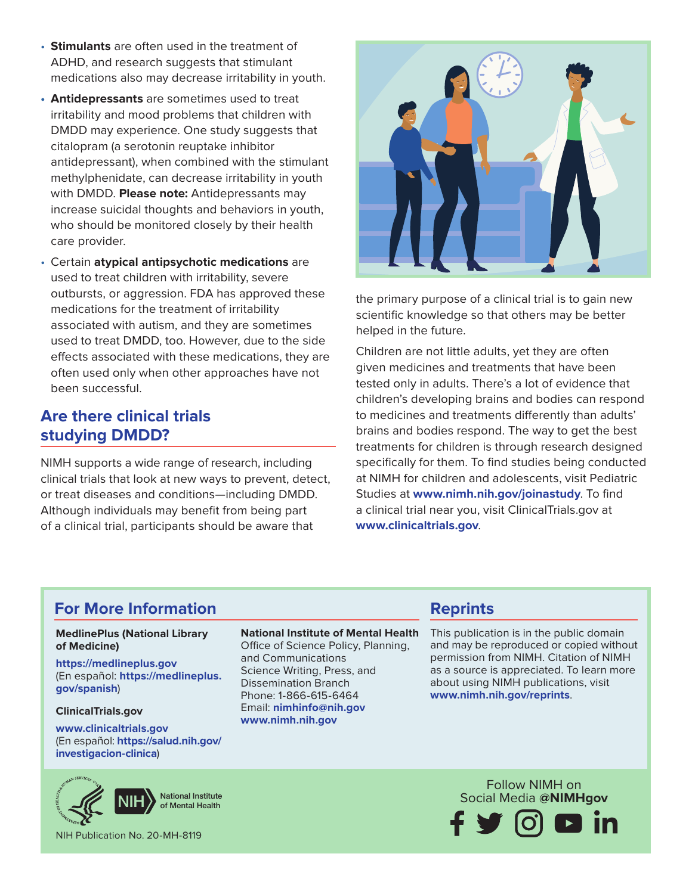- **Stimulants** are often used in the treatment of ADHD, and research suggests that stimulant medications also may decrease irritability in youth.
- **Antidepressants** are sometimes used to treat irritability and mood problems that children with DMDD may experience. One study suggests that citalopram (a serotonin reuptake inhibitor antidepressant), when combined with the stimulant methylphenidate, can decrease irritability in youth with DMDD. **Please note:** Antidepressants may increase suicidal thoughts and behaviors in youth, who should be monitored closely by their health care provider.
- Certain **atypical antipsychotic medications** are used to treat children with irritability, severe outbursts, or aggression. FDA has approved these medications for the treatment of irritability associated with autism, and they are sometimes used to treat DMDD, too. However, due to the side effects associated with these medications, they are often used only when other approaches have not been successful.

## Are there clinical trials studying DMDD?

NIMH supports a wide range of research, including clinical trials that look at new ways to prevent, detect, or treat diseases and conditions—including DMDD. Although individuals may benefit from being part of a clinical trial, participants should be aware that the primary purpose of a clinical trial is to gain new scientific knowledge so that others may be better helped in the future.

Children are not little adults, yet they are often given medicines and treatments that have been tested only in adults. There's a lot of evidence that children's developing brains and bodies can respond to medicines and treatments differently than adults' brains and bodies respond. The way to get the best treatments for children is through research designed specifically for them. To find studies being conducted at NIMH for children and adolescents, visit Pediatric Studies at **www.nimh.nih.gov/joinastudy**. To find a clinical trial near you, visit ClinicalTrials.gov at **www.clinicaltrials.gov**.

## For More Information

**MedlinePlus (National Library of Medicine)**

**https://medlineplus.gov**
(En español: **https://medlineplus.gov/spanish**)

**ClinicalTrials.gov**

**www.clinicaltrials.gov**
(En español: **https://salud.nih.gov/investigacion-clinica**)

**National Institute of Mental Health**
Office of Science Policy, Planning, and Communications
Science Writing, Press, and Dissemination Branch
Phone: 1-866-615-6464
Email: **nimhinfo@nih.gov**
**www.nimh.nih.gov**

## Reprints

This publication is in the public domain and may be reproduced or copied without permission from NIMH. Citation of NIMH as a source is appreciated. To learn more about using NIMH publications, visit **www.nimh.nih.gov/reprints**.

NIH National Institute of Mental Health

NIH Publication No. 20-MH-8119

Follow NIMH on Social Media **@NIMHgov**